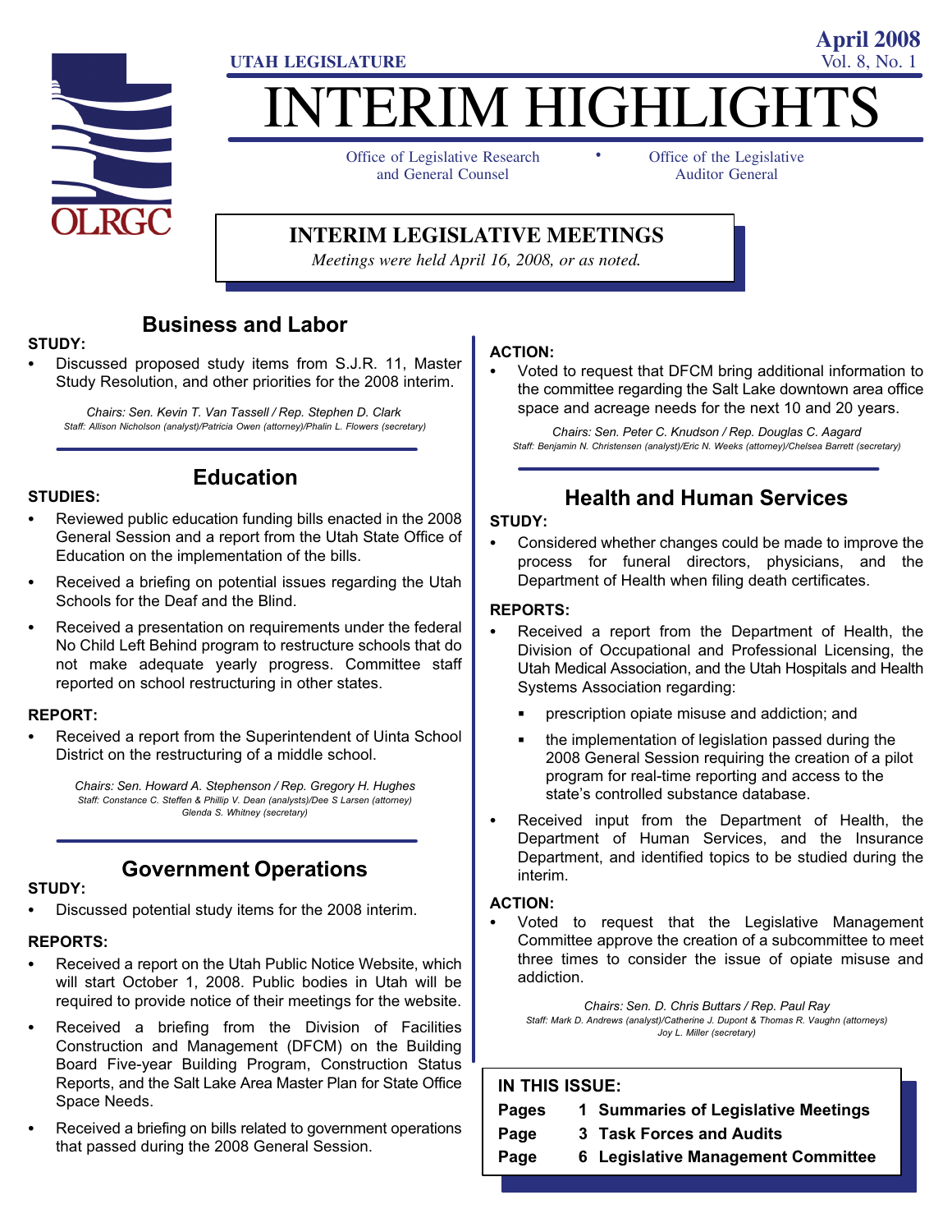UTAH LEGISLATURE

April 2008
Vol. 8, No. 1

# INTERIM HIGHLIGHTS

Office of Legislative Research and General Counsel • Office of the Legislative Auditor General

## INTERIM LEGISLATIVE MEETINGS

*Meetings were held April 16, 2008, or as noted.*

## Business and Labor

**STUDY:**

- Discussed proposed study items from S.J.R. 11, Master Study Resolution, and other priorities for the 2008 interim.

*Chairs: Sen. Kevin T. Van Tassell / Rep. Stephen D. Clark*
*Staff: Allison Nicholson (analyst)/Patricia Owen (attorney)/Phalin L. Flowers (secretary)*

## Education

**STUDIES:**

- Reviewed public education funding bills enacted in the 2008 General Session and a report from the Utah State Office of Education on the implementation of the bills.
- Received a briefing on potential issues regarding the Utah Schools for the Deaf and the Blind.
- Received a presentation on requirements under the federal No Child Left Behind program to restructure schools that do not make adequate yearly progress. Committee staff reported on school restructuring in other states.

**REPORT:**

- Received a report from the Superintendent of Uinta School District on the restructuring of a middle school.

*Chairs: Sen. Howard A. Stephenson / Rep. Gregory H. Hughes*
*Staff: Constance C. Steffen & Phillip V. Dean (analysts)/Dee S Larsen (attorney) Glenda S. Whitney (secretary)*

## Government Operations

**STUDY:**

- Discussed potential study items for the 2008 interim.

**REPORTS:**

- Received a report on the Utah Public Notice Website, which will start October 1, 2008. Public bodies in Utah will be required to provide notice of their meetings for the website.
- Received a briefing from the Division of Facilities Construction and Management (DFCM) on the Building Board Five-year Building Program, Construction Status Reports, and the Salt Lake Area Master Plan for State Office Space Needs.
- Received a briefing on bills related to government operations that passed during the 2008 General Session.

**ACTION:**

- Voted to request that DFCM bring additional information to the committee regarding the Salt Lake downtown area office space and acreage needs for the next 10 and 20 years.

*Chairs: Sen. Peter C. Knudson / Rep. Douglas C. Aagard*
*Staff: Benjamin N. Christensen (analyst)/Eric N. Weeks (attorney)/Chelsea Barrett (secretary)*

## Health and Human Services

**STUDY:**

- Considered whether changes could be made to improve the process for funeral directors, physicians, and the Department of Health when filing death certificates.

**REPORTS:**

- Received a report from the Department of Health, the Division of Occupational and Professional Licensing, the Utah Medical Association, and the Utah Hospitals and Health Systems Association regarding:
  - prescription opiate misuse and addiction; and
  - the implementation of legislation passed during the 2008 General Session requiring the creation of a pilot program for real-time reporting and access to the state's controlled substance database.
- Received input from the Department of Health, the Department of Human Services, and the Insurance Department, and identified topics to be studied during the interim.

**ACTION:**

- Voted to request that the Legislative Management Committee approve the creation of a subcommittee to meet three times to consider the issue of opiate misuse and addiction.

*Chairs: Sen. D. Chris Buttars / Rep. Paul Ray*
*Staff: Mark D. Andrews (analyst)/Catherine J. Dupont & Thomas R. Vaughn (attorneys) Joy L. Miller (secretary)*

**IN THIS ISSUE:**

| | | |
|---|---|---|
| **Pages** | **1** | **Summaries of Legislative Meetings** |
| **Page** | **3** | **Task Forces and Audits** |
| **Page** | **6** | **Legislative Management Committee** |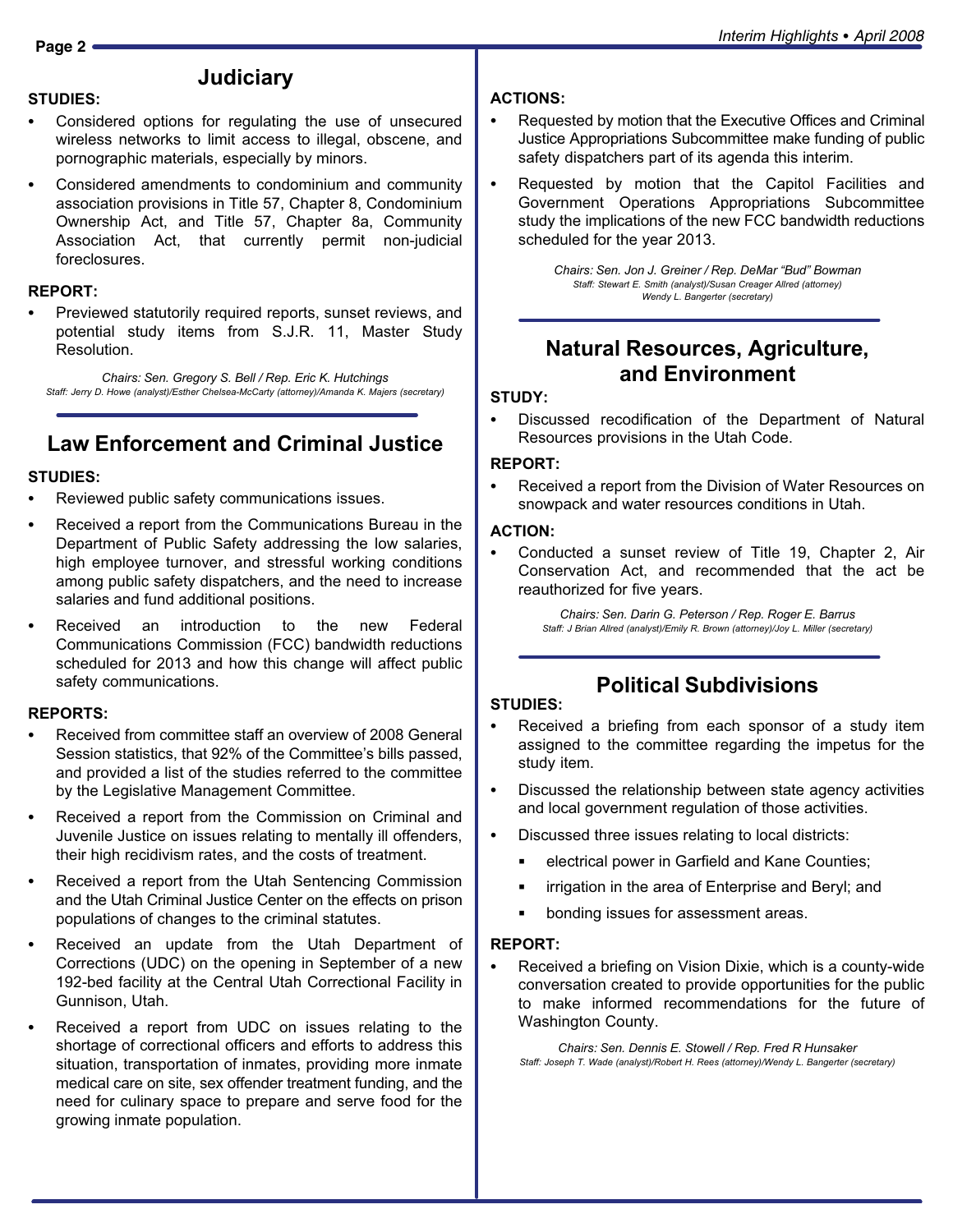## Judiciary

**STUDIES:**

- Considered options for regulating the use of unsecured wireless networks to limit access to illegal, obscene, and pornographic materials, especially by minors.
- Considered amendments to condominium and community association provisions in Title 57, Chapter 8, Condominium Ownership Act, and Title 57, Chapter 8a, Community Association Act, that currently permit non-judicial foreclosures.

**REPORT:**

- Previewed statutorily required reports, sunset reviews, and potential study items from S.J.R. 11, Master Study Resolution.

*Chairs: Sen. Gregory S. Bell / Rep. Eric K. Hutchings*
*Staff: Jerry D. Howe (analyst)/Esther Chelsea-McCarty (attorney)/Amanda K. Majers (secretary)*

## Law Enforcement and Criminal Justice

**STUDIES:**

- Reviewed public safety communications issues.
- Received a report from the Communications Bureau in the Department of Public Safety addressing the low salaries, high employee turnover, and stressful working conditions among public safety dispatchers, and the need to increase salaries and fund additional positions.
- Received an introduction to the new Federal Communications Commission (FCC) bandwidth reductions scheduled for 2013 and how this change will affect public safety communications.

**REPORTS:**

- Received from committee staff an overview of 2008 General Session statistics, that 92% of the Committee's bills passed, and provided a list of the studies referred to the committee by the Legislative Management Committee.
- Received a report from the Commission on Criminal and Juvenile Justice on issues relating to mentally ill offenders, their high recidivism rates, and the costs of treatment.
- Received a report from the Utah Sentencing Commission and the Utah Criminal Justice Center on the effects on prison populations of changes to the criminal statutes.
- Received an update from the Utah Department of Corrections (UDC) on the opening in September of a new 192-bed facility at the Central Utah Correctional Facility in Gunnison, Utah.
- Received a report from UDC on issues relating to the shortage of correctional officers and efforts to address this situation, transportation of inmates, providing more inmate medical care on site, sex offender treatment funding, and the need for culinary space to prepare and serve food for the growing inmate population.

**ACTIONS:**

- Requested by motion that the Executive Offices and Criminal Justice Appropriations Subcommittee make funding of public safety dispatchers part of its agenda this interim.
- Requested by motion that the Capitol Facilities and Government Operations Appropriations Subcommittee study the implications of the new FCC bandwidth reductions scheduled for the year 2013.

*Chairs: Sen. Jon J. Greiner / Rep. DeMar "Bud" Bowman*
*Staff: Stewart E. Smith (analyst)/Susan Creager Allred (attorney)*
*Wendy L. Bangerter (secretary)*

## Natural Resources, Agriculture, and Environment

**STUDY:**

- Discussed recodification of the Department of Natural Resources provisions in the Utah Code.

**REPORT:**

- Received a report from the Division of Water Resources on snowpack and water resources conditions in Utah.

**ACTION:**

- Conducted a sunset review of Title 19, Chapter 2, Air Conservation Act, and recommended that the act be reauthorized for five years.

*Chairs: Sen. Darin G. Peterson / Rep. Roger E. Barrus*
*Staff: J Brian Allred (analyst)/Emily R. Brown (attorney)/Joy L. Miller (secretary)*

## Political Subdivisions

**STUDIES:**

- Received a briefing from each sponsor of a study item assigned to the committee regarding the impetus for the study item.
- Discussed the relationship between state agency activities and local government regulation of those activities.
- Discussed three issues relating to local districts:
  - electrical power in Garfield and Kane Counties;
  - irrigation in the area of Enterprise and Beryl; and
  - bonding issues for assessment areas.

**REPORT:**

- Received a briefing on Vision Dixie, which is a county-wide conversation created to provide opportunities for the public to make informed recommendations for the future of Washington County.

*Chairs: Sen. Dennis E. Stowell / Rep. Fred R Hunsaker*
*Staff: Joseph T. Wade (analyst)/Robert H. Rees (attorney)/Wendy L. Bangerter (secretary)*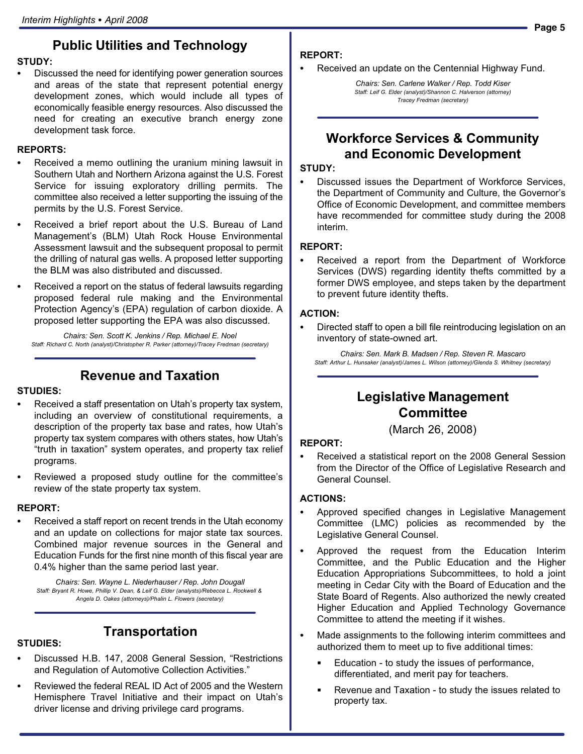## Public Utilities and Technology

**STUDY:**

- Discussed the need for identifying power generation sources and areas of the state that represent potential energy development zones, which would include all types of economically feasible energy resources. Also discussed the need for creating an executive branch energy zone development task force.

**REPORTS:**

- Received a memo outlining the uranium mining lawsuit in Southern Utah and Northern Arizona against the U.S. Forest Service for issuing exploratory drilling permits. The committee also received a letter supporting the issuing of the permits by the U.S. Forest Service.
- Received a brief report about the U.S. Bureau of Land Management's (BLM) Utah Rock House Environmental Assessment lawsuit and the subsequent proposal to permit the drilling of natural gas wells. A proposed letter supporting the BLM was also distributed and discussed.
- Received a report on the status of federal lawsuits regarding proposed federal rule making and the Environmental Protection Agency's (EPA) regulation of carbon dioxide. A proposed letter supporting the EPA was also discussed.

*Chairs: Sen. Scott K. Jenkins / Rep. Michael E. Noel*
*Staff: Richard C. North (analyst)/Christopher R. Parker (attorney)/Tracey Fredman (secretary)*

## Revenue and Taxation

**STUDIES:**

- Received a staff presentation on Utah's property tax system, including an overview of constitutional requirements, a description of the property tax base and rates, how Utah's property tax system compares with others states, how Utah's "truth in taxation" system operates, and property tax relief programs.
- Reviewed a proposed study outline for the committee's review of the state property tax system.

**REPORT:**

- Received a staff report on recent trends in the Utah economy and an update on collections for major state tax sources. Combined major revenue sources in the General and Education Funds for the first nine month of this fiscal year are 0.4% higher than the same period last year.

*Chairs: Sen. Wayne L. Niederhauser / Rep. John Dougall*
*Staff: Bryant R. Howe, Phillip V. Dean, & Leif G. Elder (analysts)/Rebecca L. Rockwell & Angela D. Oakes (attorneys)/Phalin L. Flowers (secretary)*

## Transportation

**STUDIES:**

- Discussed H.B. 147, 2008 General Session, "Restrictions and Regulation of Automotive Collection Activities."
- Reviewed the federal REAL ID Act of 2005 and the Western Hemisphere Travel Initiative and their impact on Utah's driver license and driving privilege card programs.

**REPORT:**

- Received an update on the Centennial Highway Fund.

*Chairs: Sen. Carlene Walker / Rep. Todd Kiser*
*Staff: Leif G. Elder (analyst)/Shannon C. Halverson (attorney)*
*Tracey Fredman (secretary)*

## Workforce Services & Community and Economic Development

**STUDY:**

- Discussed issues the Department of Workforce Services, the Department of Community and Culture, the Governor's Office of Economic Development, and committee members have recommended for committee study during the 2008 interim.

**REPORT:**

- Received a report from the Department of Workforce Services (DWS) regarding identity thefts committed by a former DWS employee, and steps taken by the department to prevent future identity thefts.

**ACTION:**

- Directed staff to open a bill file reintroducing legislation on an inventory of state-owned art.

*Chairs: Sen. Mark B. Madsen / Rep. Steven R. Mascaro*
*Staff: Arthur L. Hunsaker (analyst)/James L. Wilson (attorney)/Glenda S. Whitney (secretary)*

## Legislative Management Committee

(March 26, 2008)

**REPORT:**

- Received a statistical report on the 2008 General Session from the Director of the Office of Legislative Research and General Counsel.

**ACTIONS:**

- Approved specified changes in Legislative Management Committee (LMC) policies as recommended by the Legislative General Counsel.
- Approved the request from the Education Interim Committee, and the Public Education and the Higher Education Appropriations Subcommittees, to hold a joint meeting in Cedar City with the Board of Education and the State Board of Regents. Also authorized the newly created Higher Education and Applied Technology Governance Committee to attend the meeting if it wishes.
- Made assignments to the following interim committees and authorized them to meet up to five additional times:
  - Education - to study the issues of performance, differentiated, and merit pay for teachers.
  - Revenue and Taxation - to study the issues related to property tax.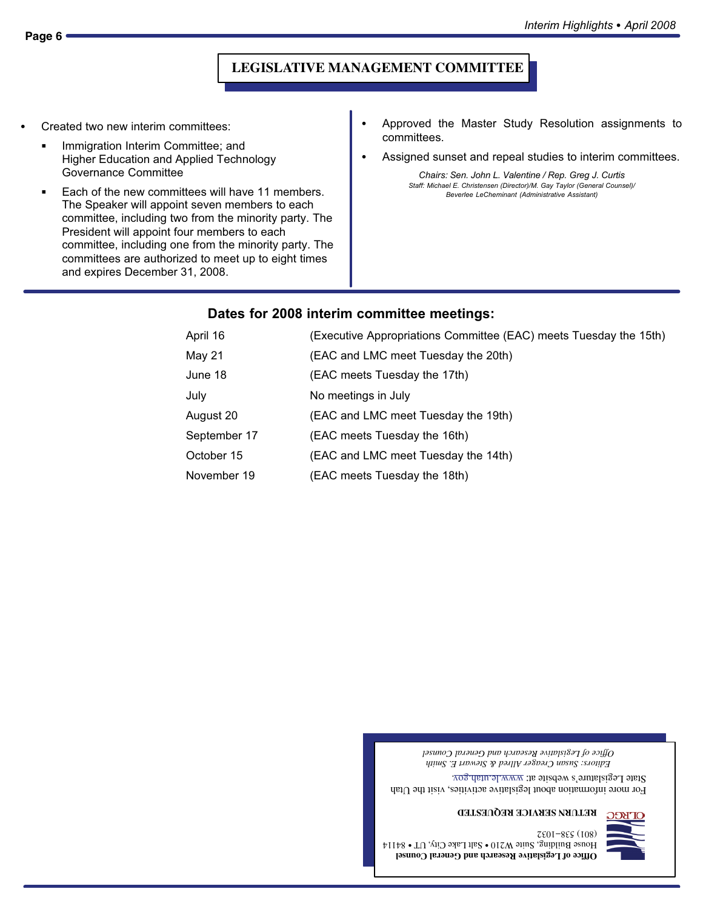## LEGISLATIVE MANAGEMENT COMMITTEE

- Created two new interim committees:
  - Immigration Interim Committee; and Higher Education and Applied Technology Governance Committee
  - Each of the new committees will have 11 members. The Speaker will appoint seven members to each committee, including two from the minority party. The President will appoint four members to each committee, including one from the minority party. The committees are authorized to meet up to eight times and expires December 31, 2008.
- Approved the Master Study Resolution assignments to committees.
- Assigned sunset and repeal studies to interim committees.

*Chairs: Sen. John L. Valentine / Rep. Greg J. Curtis*
*Staff: Michael E. Christensen (Director)/M. Gay Taylor (General Counsel)/ Beverlee LeCheminant (Administrative Assistant)*

### Dates for 2008 interim committee meetings:

| | |
|---|---|
| April 16 | (Executive Appropriations Committee (EAC) meets Tuesday the 15th) |
| May 21 | (EAC and LMC meet Tuesday the 20th) |
| June 18 | (EAC meets Tuesday the 17th) |
| July | No meetings in July |
| August 20 | (EAC and LMC meet Tuesday the 19th) |
| September 17 | (EAC meets Tuesday the 16th) |
| October 15 | (EAC and LMC meet Tuesday the 14th) |
| November 19 | (EAC meets Tuesday the 18th) |

**Office of Legislative Research and General Counsel**
House Building, Suite W210 • Salt Lake City, UT • 84114
(801) 538-1032

**RETURN SERVICE REQUESTED**

For more information about legislative activities, visit the Utah State Legislature's website at: www.le.utah.gov.

*Editors: Susan Creager Allred & Stewart E. Smith*
*Office of Legislative Research and General Counsel*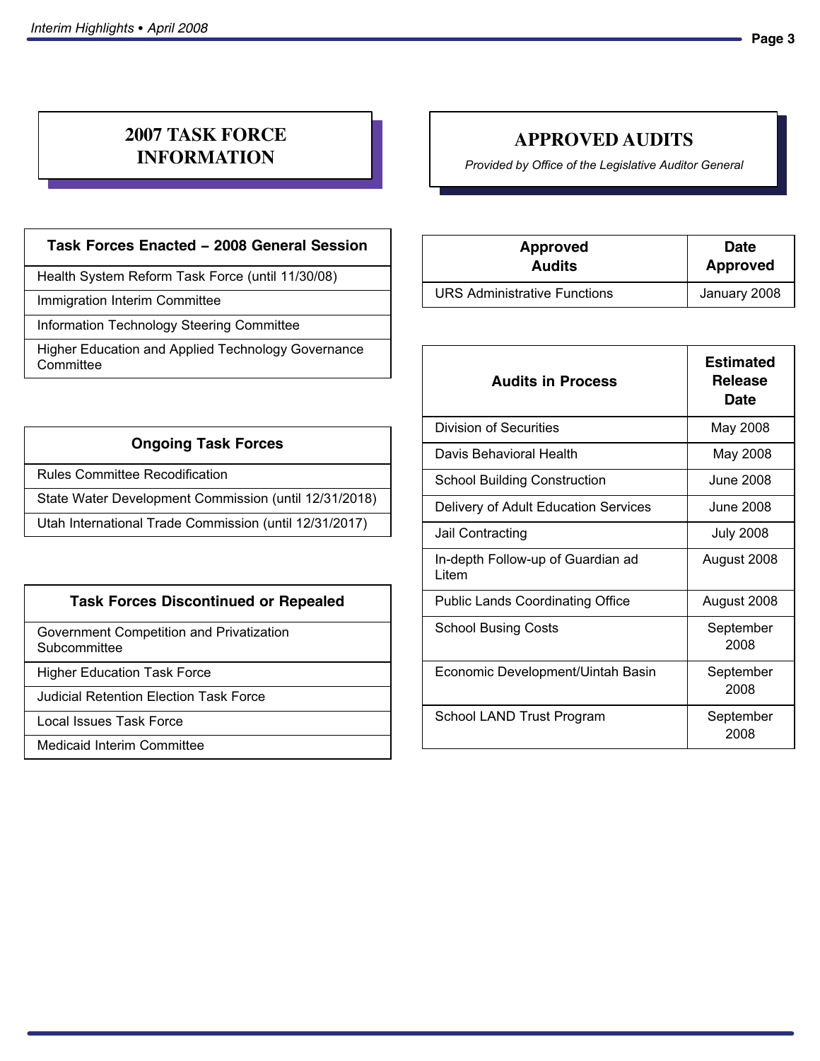## 2007 TASK FORCE INFORMATION

| Task Forces Enacted – 2008 General Session |
| --- |
| Health System Reform Task Force (until 11/30/08) |
| Immigration Interim Committee |
| Information Technology Steering Committee |
| Higher Education and Applied Technology Governance Committee |

| Ongoing Task Forces |
| --- |
| Rules Committee Recodification |
| State Water Development Commission (until 12/31/2018) |
| Utah International Trade Commission (until 12/31/2017) |

| Task Forces Discontinued or Repealed |
| --- |
| Government Competition and Privatization Subcommittee |
| Higher Education Task Force |
| Judicial Retention Election Task Force |
| Local Issues Task Force |
| Medicaid Interim Committee |

## APPROVED AUDITS

*Provided by Office of the Legislative Auditor General*

| Approved Audits | Date Approved |
| --- | --- |
| URS Administrative Functions | January 2008 |

| Audits in Process | Estimated Release Date |
| --- | --- |
| Division of Securities | May 2008 |
| Davis Behavioral Health | May 2008 |
| School Building Construction | June 2008 |
| Delivery of Adult Education Services | June 2008 |
| Jail Contracting | July 2008 |
| In-depth Follow-up of Guardian ad Litem | August 2008 |
| Public Lands Coordinating Office | August 2008 |
| School Busing Costs | September 2008 |
| Economic Development/Uintah Basin | September 2008 |
| School LAND Trust Program | September 2008 |